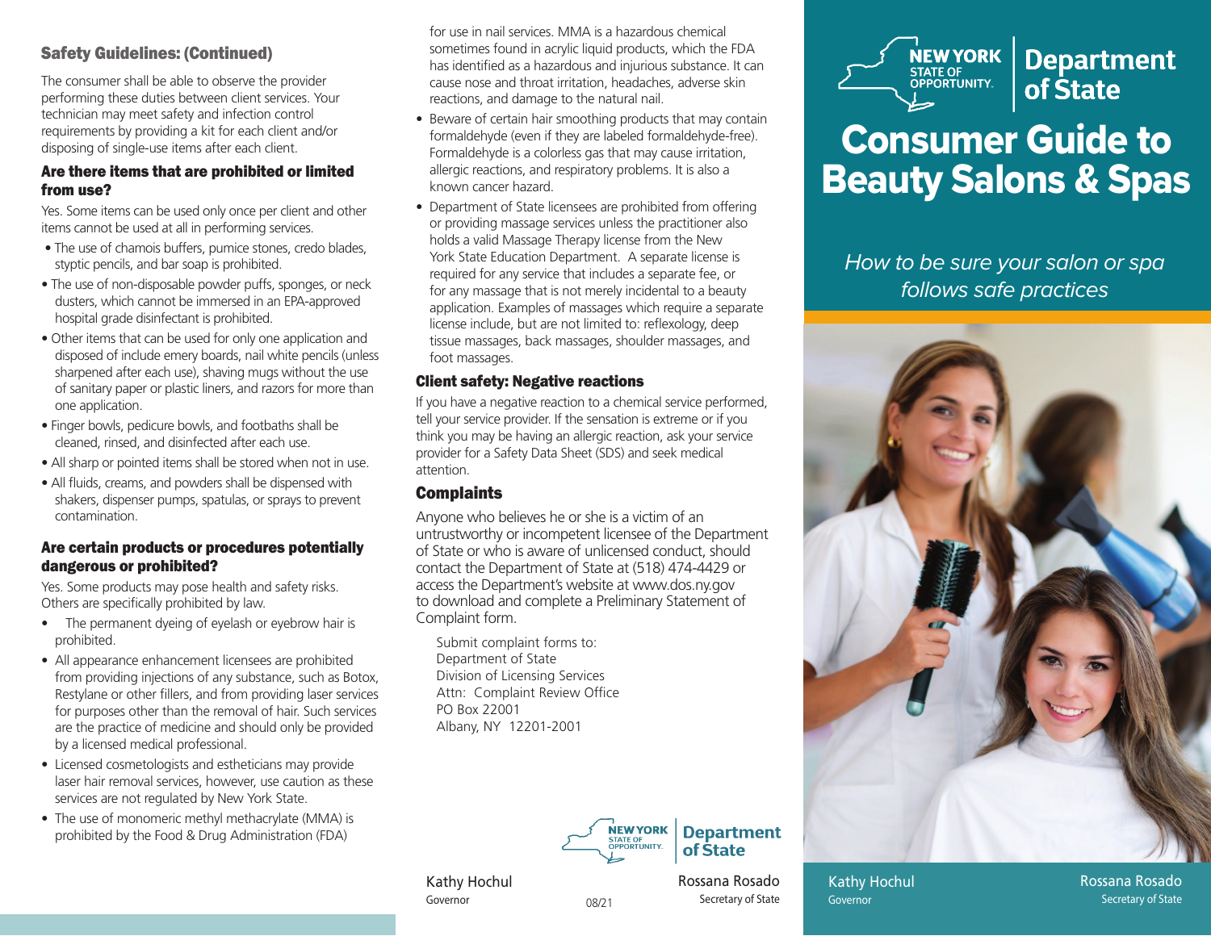### Safety Guidelines: (Continued)

The consumer shall be able to observe the provider performing these duties between client services. Your technician may meet safety and infection control requirements by providing a kit for each client and/or disposing of single-use items after each client.

### Are there items that are prohibited or limited from use?

Yes. Some items can be used only once per client and other items cannot be used at all in performing services.

- The use of chamois buffers, pumice stones, credo blades, styptic pencils, and bar soap is prohibited.
- The use of non-disposable powder puffs, sponges, or neck dusters, which cannot be immersed in an EPA-approved hospital grade disinfectant is prohibited.
- Other items that can be used for only one application and disposed of include emery boards, nail white pencils (unless sharpened after each use), shaving mugs without the use of sanitary paper or plastic liners, and razors for more than one application.
- Finger bowls, pedicure bowls, and footbaths shall be cleaned, rinsed, and disinfected after each use.
- All sharp or pointed items shall be stored when not in use.
- All fluids, creams, and powders shall be dispensed with shakers, dispenser pumps, spatulas, or sprays to prevent contamination.

### Are certain products or procedures potentially dangerous or prohibited?

Yes. Some products may pose health and safety risks. Others are specifically prohibited by law.

- The permanent dyeing of eyelash or eyebrow hair is prohibited.
- All appearance enhancement licensees are prohibited from providing injections of any substance, such as Botox, Restylane or other fillers, and from providing laser services for purposes other than the removal of hair. Such services are the practice of medicine and should only be provided by a licensed medical professional.
- Licensed cosmetologists and estheticians may provide laser hair removal services, however, use caution as these services are not regulated by New York State.
- The use of monomeric methyl methacrylate (MMA) is prohibited by the Food & Drug Administration (FDA) for use in nail services. MMA is a hazardous chemical sometimes found in acrylic liquid products, which the FDA has identified as a hazardous and injurious substance. It can cause nose and throat irritation, headaches, adverse skin reactions, and damage to the natural nail.
- Beware of certain hair smoothing products that may contain formaldehyde (even if they are labeled formaldehyde-free). Formaldehyde is a colorless gas that may cause irritation, allergic reactions, and respiratory problems. It is also a known cancer hazard.
- Department of State licensees are prohibited from offering or providing massage services unless the practitioner also holds a valid Massage Therapy license from the New York State Education Department. A separate license is required for any service that includes a separate fee, or for any massage that is not merely incidental to a beauty application. Examples of massages which require a separate license include, but are not limited to: reflexology, deep tissue massages, back massages, shoulder massages, and foot massages.

### Client safety: Negative reactions

If you have a negative reaction to a chemical service performed, tell your service provider. If the sensation is extreme or if you think you may be having an allergic reaction, ask your service provider for a Safety Data Sheet (SDS) and seek medical attention.

### Complaints

Anyone who believes he or she is a victim of an untrustworthy or incompetent licensee of the Department of State or who is aware of unlicensed conduct, should contact the Department of State at (518) 474-4429 or access the Department's website at www.dos.ny.gov to download and complete a Preliminary Statement of Complaint form.

Submit complaint forms to:
Department of State
Division of Licensing Services
Attn: Complaint Review Office
PO Box 22001
Albany, NY 12201-2001

NEW YORK STATE OF OPPORTUNITY. | Department of State

Kathy Hochul
Governor

Rossana Rosado
Secretary of State

08/21

NEW YORK STATE OF OPPORTUNITY. | Department of State

# Consumer Guide to Beauty Salons & Spas

*How to be sure your salon or spa follows safe practices*

Kathy Hochul
Governor

Rossana Rosado
Secretary of State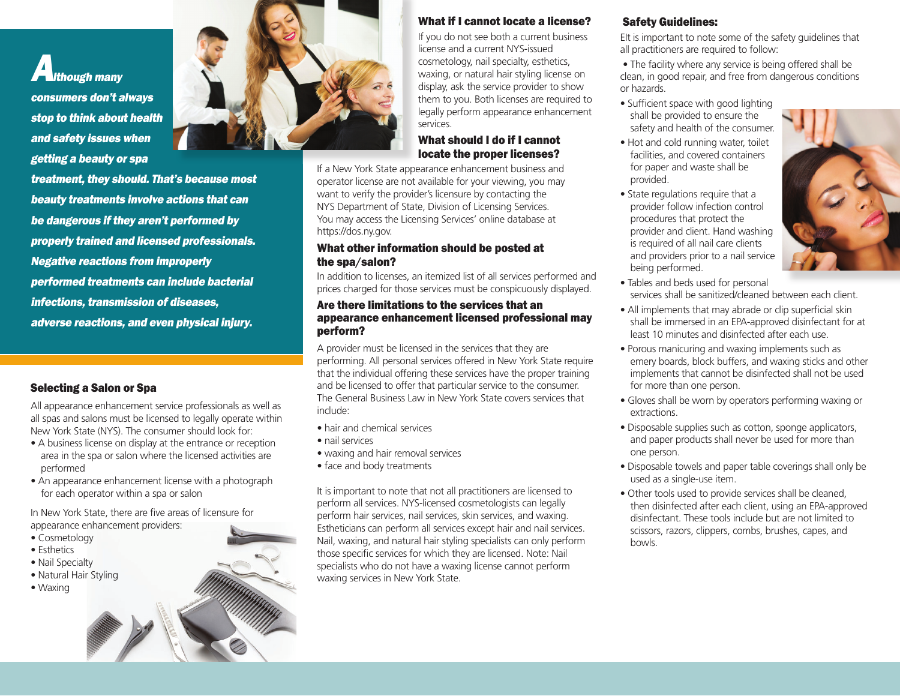***Although many consumers don't always stop to think about health and safety issues when getting a beauty or spa treatment, they should. That's because most beauty treatments involve actions that can be dangerous if they aren't performed by properly trained and licensed professionals. Negative reactions from improperly performed treatments can include bacterial infections, transmission of diseases, adverse reactions, and even physical injury.***

## Selecting a Salon or Spa

All appearance enhancement service professionals as well as all spas and salons must be licensed to legally operate within New York State (NYS). The consumer should look for:

- A business license on display at the entrance or reception area in the spa or salon where the licensed activities are performed
- An appearance enhancement license with a photograph for each operator within a spa or salon

In New York State, there are five areas of licensure for appearance enhancement providers:

- Cosmetology
- Esthetics
- Nail Specialty
- Natural Hair Styling
- Waxing

## What if I cannot locate a license?

If you do not see both a current business license and a current NYS-issued cosmetology, nail specialty, esthetics, waxing, or natural hair styling license on display, ask the service provider to show them to you. Both licenses are required to legally perform appearance enhancement services.

## What should I do if I cannot locate the proper licenses?

If a New York State appearance enhancement business and operator license are not available for your viewing, you may want to verify the provider's licensure by contacting the NYS Department of State, Division of Licensing Services. You may access the Licensing Services' online database at https://dos.ny.gov.

## What other information should be posted at the spa/salon?

In addition to licenses, an itemized list of all services performed and prices charged for those services must be conspicuously displayed.

## Are there limitations to the services that an appearance enhancement licensed professional may perform?

A provider must be licensed in the services that they are performing. All personal services offered in New York State require that the individual offering these services have the proper training and be licensed to offer that particular service to the consumer. The General Business Law in New York State covers services that include:

- hair and chemical services
- nail services
- waxing and hair removal services
- face and body treatments

It is important to note that not all practitioners are licensed to perform all services. NYS-licensed cosmetologists can legally perform hair services, nail services, skin services, and waxing. Estheticians can perform all services except hair and nail services. Nail, waxing, and natural hair styling specialists can only perform those specific services for which they are licensed. Note: Nail specialists who do not have a waxing license cannot perform waxing services in New York State.

## Safety Guidelines:

EIt is important to note some of the safety guidelines that all practitioners are required to follow:

- The facility where any service is being offered shall be clean, in good repair, and free from dangerous conditions or hazards.
- Sufficient space with good lighting shall be provided to ensure the safety and health of the consumer.
- Hot and cold running water, toilet facilities, and covered containers for paper and waste shall be provided.
- State regulations require that a provider follow infection control procedures that protect the provider and client. Hand washing is required of all nail care clients and providers prior to a nail service being performed.
- Tables and beds used for personal services shall be sanitized/cleaned between each client.
- All implements that may abrade or clip superficial skin shall be immersed in an EPA-approved disinfectant for at least 10 minutes and disinfected after each use.
- Porous manicuring and waxing implements such as emery boards, block buffers, and waxing sticks and other implements that cannot be disinfected shall not be used for more than one person.
- Gloves shall be worn by operators performing waxing or extractions.
- Disposable supplies such as cotton, sponge applicators, and paper products shall never be used for more than one person.
- Disposable towels and paper table coverings shall only be used as a single-use item.
- Other tools used to provide services shall be cleaned, then disinfected after each client, using an EPA-approved disinfectant. These tools include but are not limited to scissors, razors, clippers, combs, brushes, capes, and bowls.